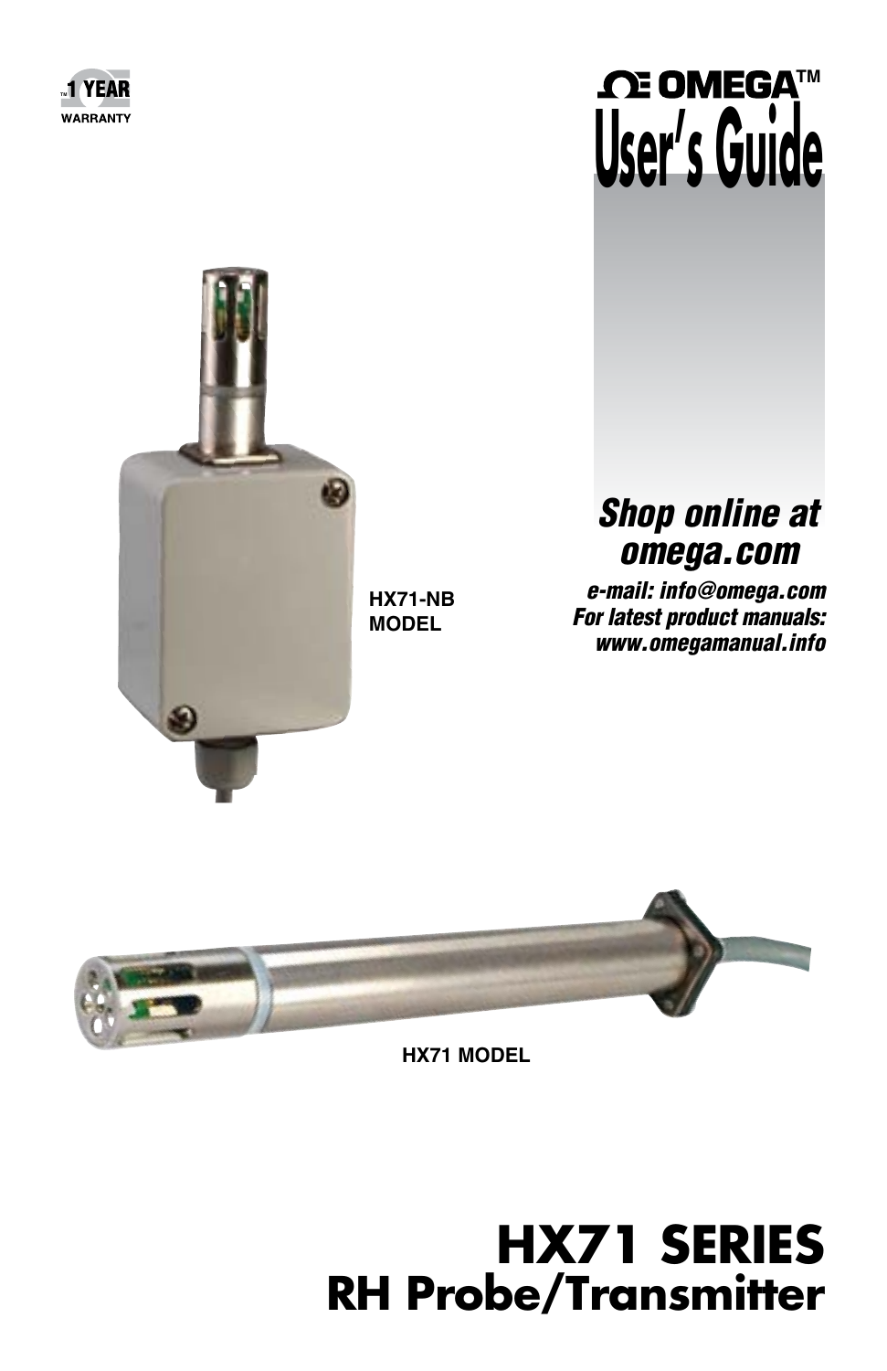1 YEAR WARRANTY

OMEGA™

# User's Guide

***Shop online at omega.com***

***e-mail: info@omega.com***
***For latest product manuals:***
***www.omegamanual.info***

**HX71-NB MODEL**

**HX71 MODEL**

# HX71 SERIES
## RH Probe/Transmitter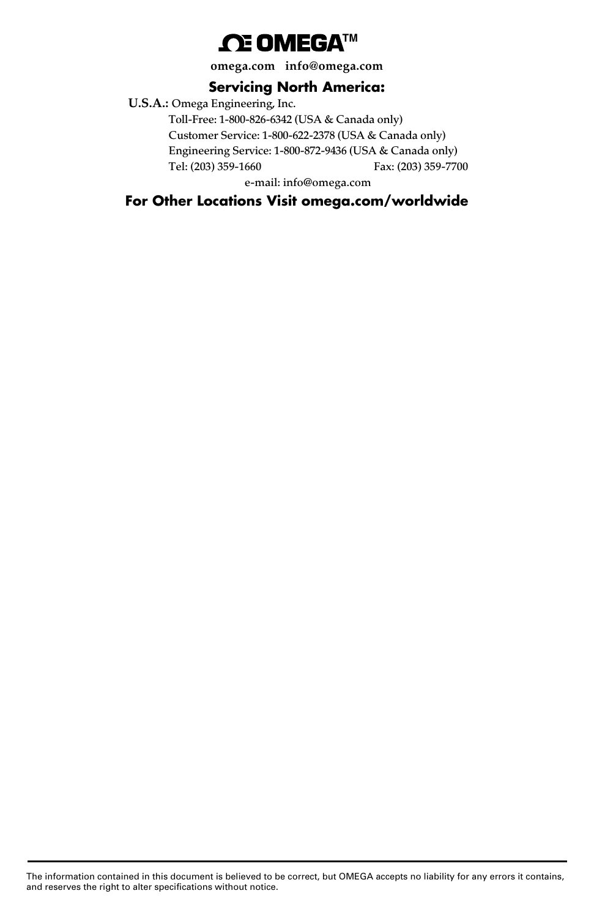# OMEGA™

**omega.com info@omega.com**

## Servicing North America:

**U.S.A.:** Omega Engineering, Inc.

Toll-Free: 1-800-826-6342 (USA & Canada only)
Customer Service: 1-800-622-2378 (USA & Canada only)
Engineering Service: 1-800-872-9436 (USA & Canada only)
Tel: (203) 359-1660 Fax: (203) 359-7700
e-mail: info@omega.com

## For Other Locations Visit omega.com/worldwide

The information contained in this document is believed to be correct, but OMEGA accepts no liability for any errors it contains, and reserves the right to alter specifications without notice.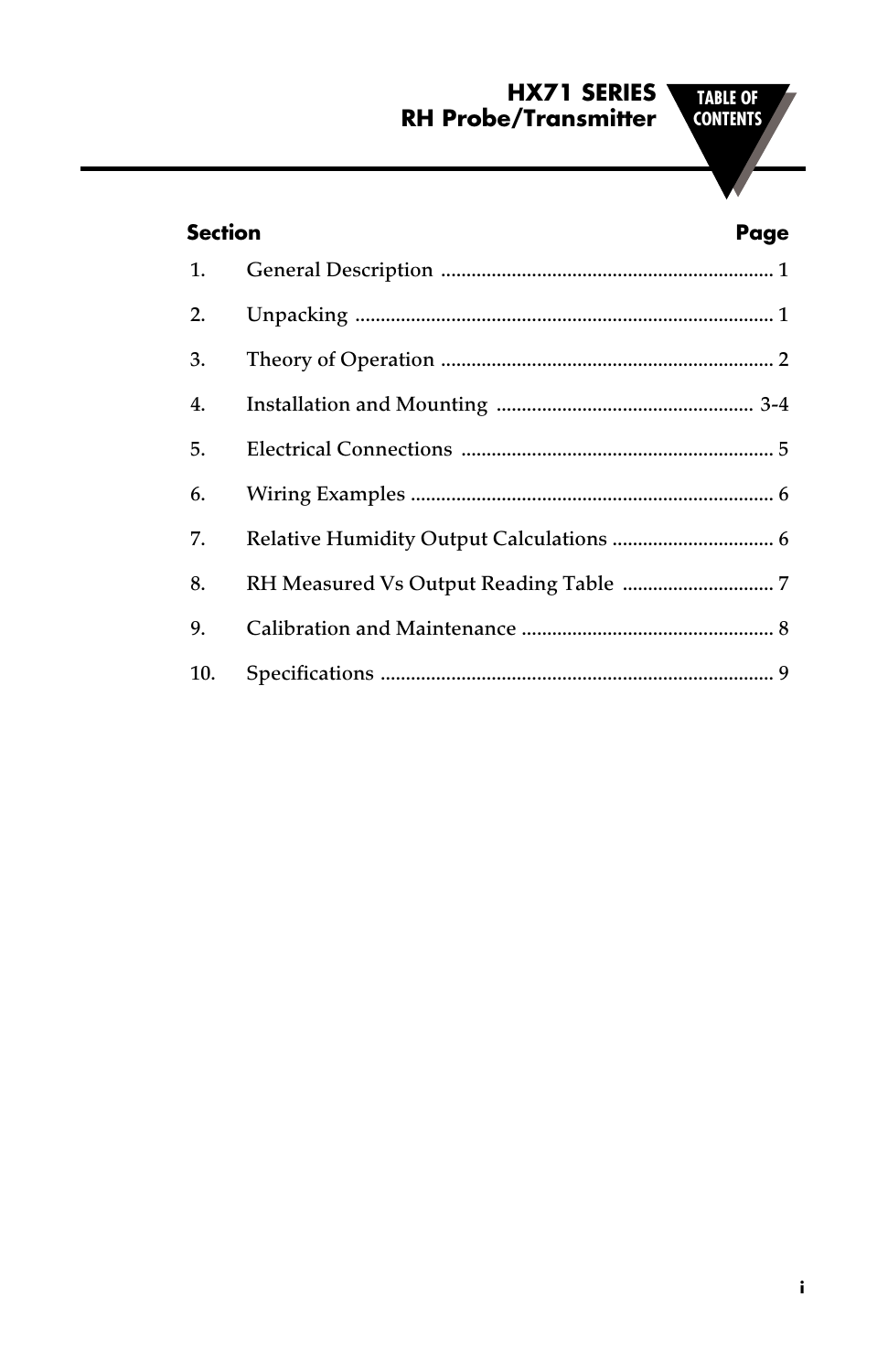# HX71 SERIES RH Probe/Transmitter

## TABLE OF CONTENTS

| Section | | Page |
|---|---|---|
| 1. | General Description | 1 |
| 2. | Unpacking | 1 |
| 3. | Theory of Operation | 2 |
| 4. | Installation and Mounting | 3-4 |
| 5. | Electrical Connections | 5 |
| 6. | Wiring Examples | 6 |
| 7. | Relative Humidity Output Calculations | 6 |
| 8. | RH Measured Vs Output Reading Table | 7 |
| 9. | Calibration and Maintenance | 8 |
| 10. | Specifications | 9 |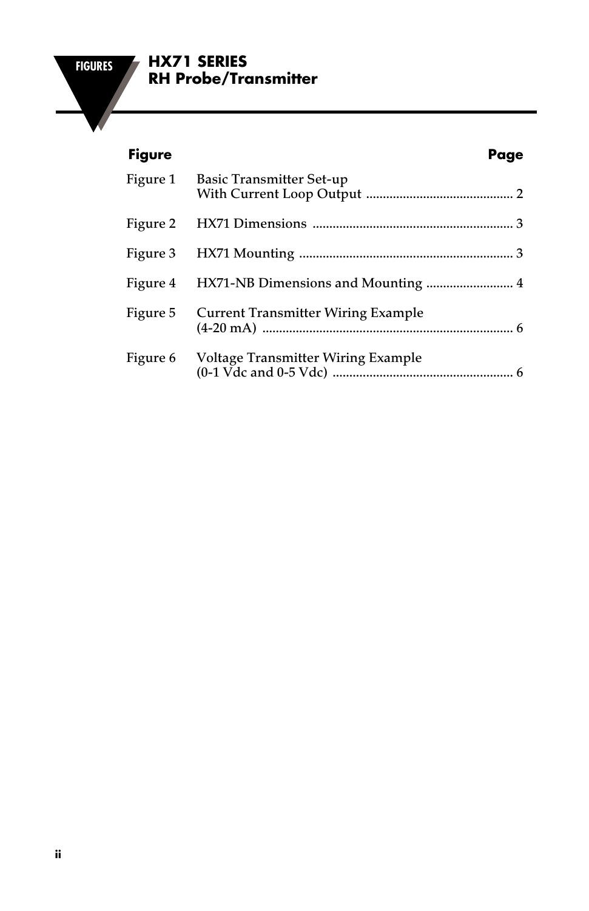# HX71 SERIES
## RH Probe/Transmitter

| Figure | | Page |
|---|---|---|
| Figure 1 | Basic Transmitter Set-up With Current Loop Output | 2 |
| Figure 2 | HX71 Dimensions | 3 |
| Figure 3 | HX71 Mounting | 3 |
| Figure 4 | HX71-NB Dimensions and Mounting | 4 |
| Figure 5 | Current Transmitter Wiring Example (4-20 mA) | 6 |
| Figure 6 | Voltage Transmitter Wiring Example (0-1 Vdc and 0-5 Vdc) | 6 |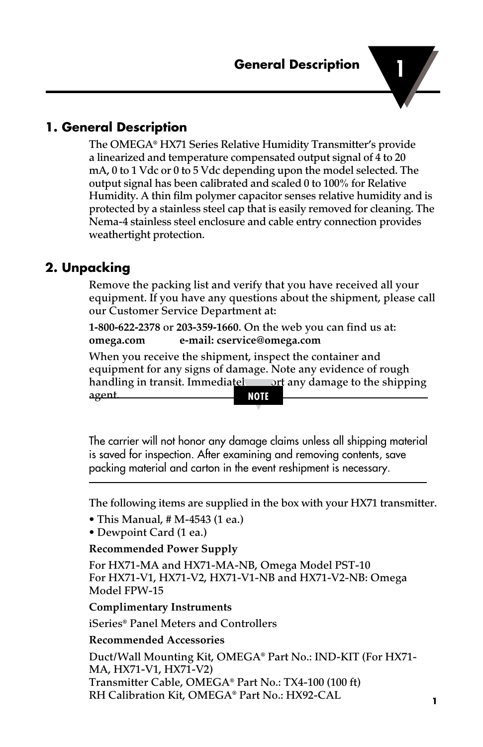# 1. General Description

The OMEGA® HX71 Series Relative Humidity Transmitter's provide a linearized and temperature compensated output signal of 4 to 20 mA, 0 to 1 Vdc or 0 to 5 Vdc depending upon the model selected. The output signal has been calibrated and scaled 0 to 100% for Relative Humidity. A thin film polymer capacitor senses relative humidity and is protected by a stainless steel cap that is easily removed for cleaning. The Nema-4 stainless steel enclosure and cable entry connection provides weathertight protection.

# 2. Unpacking

Remove the packing list and verify that you have received all your equipment. If you have any questions about the shipment, please call our Customer Service Department at:

**1-800-622-2378** or **203-359-1660**. On the web you can find us at: **omega.com** **e-mail: cservice@omega.com**

When you receive the shipment, inspect the container and equipment for any signs of damage. Note any evidence of rough handling in transit. Immediately report any damage to the shipping agent.

**NOTE**

The carrier will not honor any damage claims unless all shipping material is saved for inspection. After examining and removing contents, save packing material and carton in the event reshipment is necessary.

The following items are supplied in the box with your HX71 transmitter.

- This Manual, # M-4543 (1 ea.)
- Dewpoint Card (1 ea.)

**Recommended Power Supply**

For HX71-MA and HX71-MA-NB, Omega Model PST-10
For HX71-V1, HX71-V2, HX71-V1-NB and HX71-V2-NB: Omega Model FPW-15

**Complimentary Instruments**

iSeries® Panel Meters and Controllers

**Recommended Accessories**

Duct/Wall Mounting Kit, OMEGA® Part No.: IND-KIT (For HX71-MA, HX71-V1, HX71-V2)
Transmitter Cable, OMEGA® Part No.: TX4-100 (100 ft)
RH Calibration Kit, OMEGA® Part No.: HX92-CAL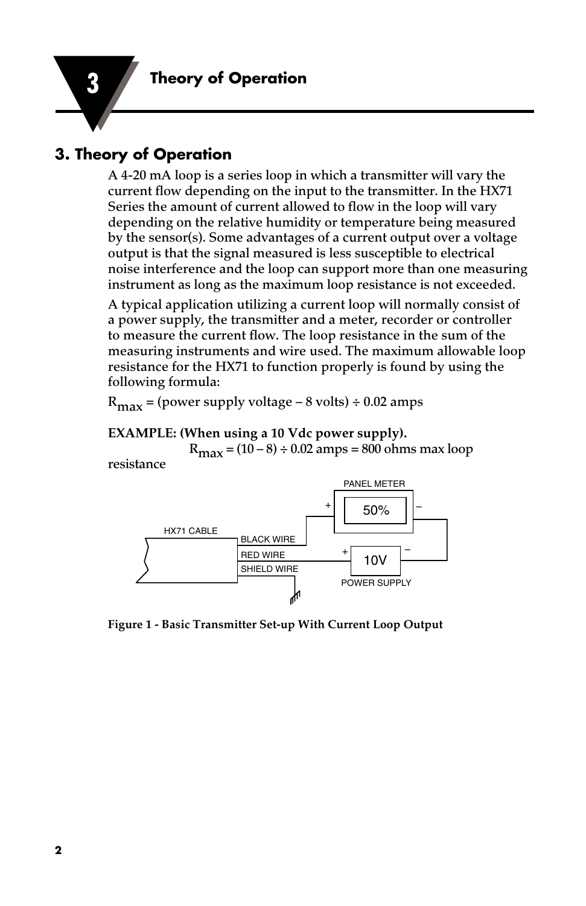## 3. Theory of Operation

A 4-20 mA loop is a series loop in which a transmitter will vary the current flow depending on the input to the transmitter. In the HX71 Series the amount of current allowed to flow in the loop will vary depending on the relative humidity or temperature being measured by the sensor(s). Some advantages of a current output over a voltage output is that the signal measured is less susceptible to electrical noise interference and the loop can support more than one measuring instrument as long as the maximum loop resistance is not exceeded.

A typical application utilizing a current loop will normally consist of a power supply, the transmitter and a meter, recorder or controller to measure the current flow. The loop resistance in the sum of the measuring instruments and wire used. The maximum allowable loop resistance for the HX71 to function properly is found by using the following formula:

$R_{max}$ = (power supply voltage – 8 volts) ÷ 0.02 amps

**EXAMPLE: (When using a 10 Vdc power supply).**

$R_{max}$ = (10 – 8) ÷ 0.02 amps = 800 ohms max loop resistance

PANEL METER

50%

HX71 CABLE

BLACK WIRE

RED WIRE

SHIELD WIRE

10V

POWER SUPPLY

**Figure 1 - Basic Transmitter Set-up With Current Loop Output**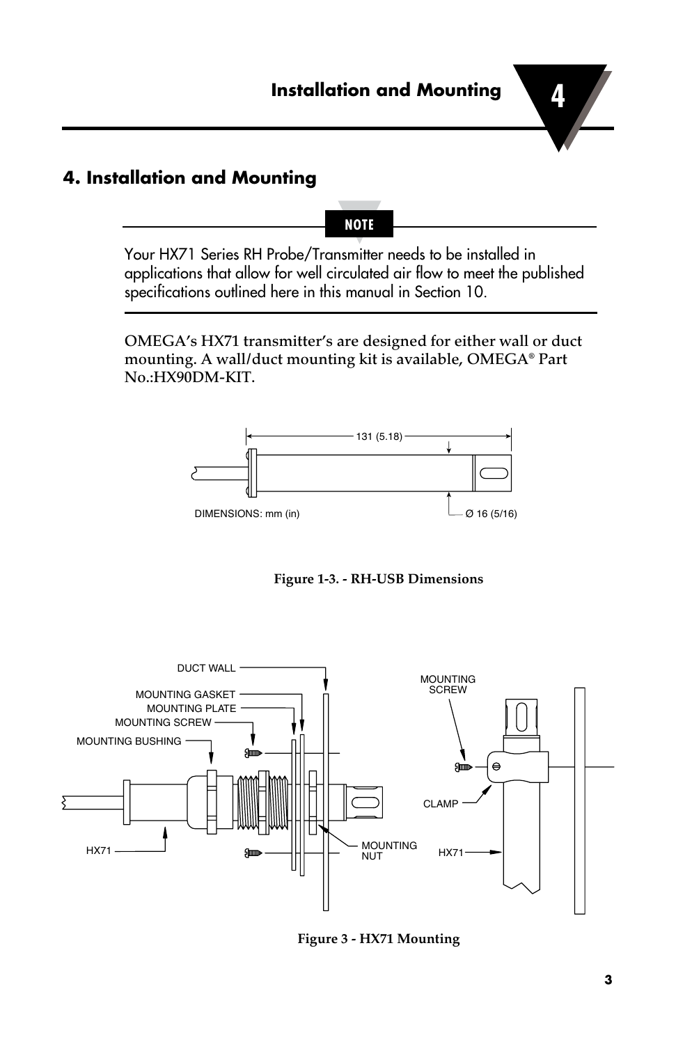# 4. Installation and Mounting

**NOTE**

Your HX71 Series RH Probe/Transmitter needs to be installed in applications that allow for well circulated air flow to meet the published specifications outlined here in this manual in Section 10.

OMEGA's HX71 transmitter's are designed for either wall or duct mounting. A wall/duct mounting kit is available, OMEGA® Part No.:HX90DM-KIT.

131 (5.18)

DIMENSIONS: mm (in)

Ø 16 (5/16)

**Figure 1-3. - RH-USB Dimensions**

DUCT WALL

MOUNTING GASKET

MOUNTING PLATE

MOUNTING SCREW

MOUNTING BUSHING

HX71

MOUNTING NUT

MOUNTING SCREW

CLAMP

HX71

**Figure 3 - HX71 Mounting**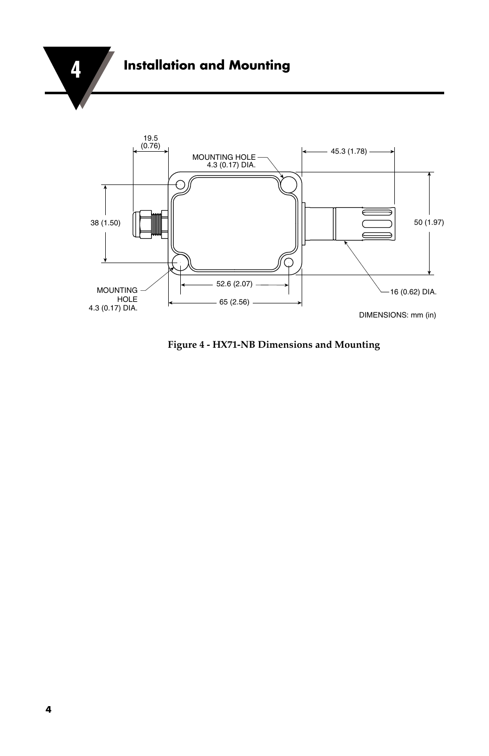# 4 Installation and Mounting

19.5 (0.76)

MOUNTING HOLE 4.3 (0.17) DIA.

45.3 (1.78)

38 (1.50)

50 (1.97)

52.6 (2.07)

MOUNTING HOLE 4.3 (0.17) DIA.

65 (2.56)

16 (0.62) DIA.

DIMENSIONS: mm (in)

**Figure 4 - HX71-NB Dimensions and Mounting**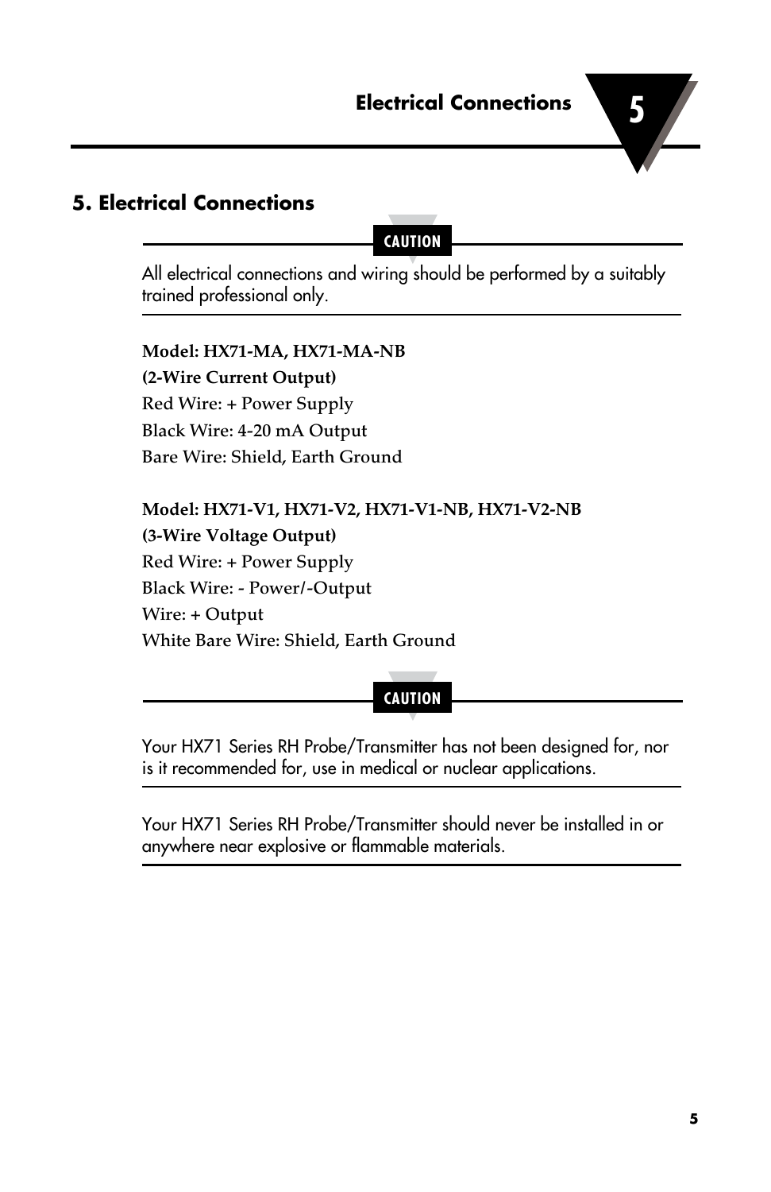# 5. Electrical Connections

**CAUTION**

All electrical connections and wiring should be performed by a suitably trained professional only.

**Model: HX71-MA, HX71-MA-NB**
**(2-Wire Current Output)**
Red Wire: + Power Supply
Black Wire: 4-20 mA Output
Bare Wire: Shield, Earth Ground

**Model: HX71-V1, HX71-V2, HX71-V1-NB, HX71-V2-NB**
**(3-Wire Voltage Output)**
Red Wire: + Power Supply
Black Wire: - Power/-Output
Wire: + Output
White Bare Wire: Shield, Earth Ground

**CAUTION**

Your HX71 Series RH Probe/Transmitter has not been designed for, nor is it recommended for, use in medical or nuclear applications.

Your HX71 Series RH Probe/Transmitter should never be installed in or anywhere near explosive or flammable materials.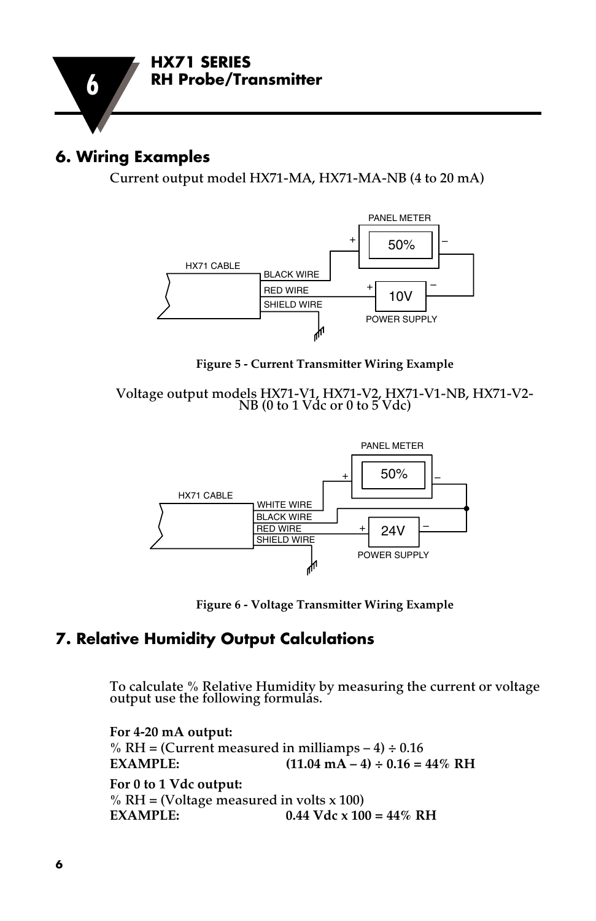## 6. Wiring Examples

Current output model HX71-MA, HX71-MA-NB (4 to 20 mA)

Figure 5 - Current Transmitter Wiring Example

Voltage output models HX71-V1, HX71-V2, HX71-V1-NB, HX71-V2-NB (0 to 1 Vdc or 0 to 5 Vdc)

Figure 6 - Voltage Transmitter Wiring Example

## 7. Relative Humidity Output Calculations

To calculate % Relative Humidity by measuring the current or voltage output use the following formulas.

**For 4-20 mA output:**
% RH = (Current measured in milliamps – 4) ÷ 0.16
**EXAMPLE: (11.04 mA – 4) ÷ 0.16 = 44% RH**

**For 0 to 1 Vdc output:**
% RH = (Voltage measured in volts x 100)
**EXAMPLE: 0.44 Vdc x 100 = 44% RH**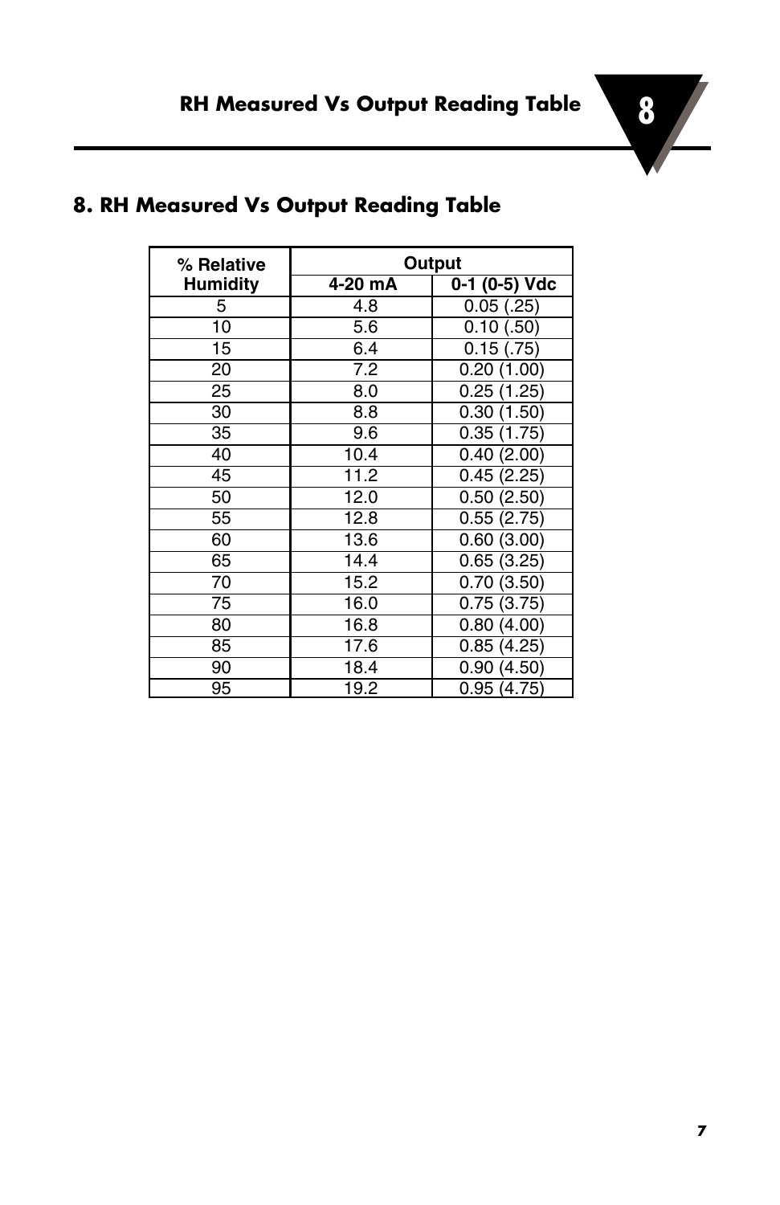## 8. RH Measured Vs Output Reading Table

| % Relative Humidity | Output | |
|---|---|---|
| | 4-20 mA | 0-1 (0-5) Vdc |
| 5 | 4.8 | 0.05 (.25) |
| 10 | 5.6 | 0.10 (.50) |
| 15 | 6.4 | 0.15 (.75) |
| 20 | 7.2 | 0.20 (1.00) |
| 25 | 8.0 | 0.25 (1.25) |
| 30 | 8.8 | 0.30 (1.50) |
| 35 | 9.6 | 0.35 (1.75) |
| 40 | 10.4 | 0.40 (2.00) |
| 45 | 11.2 | 0.45 (2.25) |
| 50 | 12.0 | 0.50 (2.50) |
| 55 | 12.8 | 0.55 (2.75) |
| 60 | 13.6 | 0.60 (3.00) |
| 65 | 14.4 | 0.65 (3.25) |
| 70 | 15.2 | 0.70 (3.50) |
| 75 | 16.0 | 0.75 (3.75) |
| 80 | 16.8 | 0.80 (4.00) |
| 85 | 17.6 | 0.85 (4.25) |
| 90 | 18.4 | 0.90 (4.50) |
| 95 | 19.2 | 0.95 (4.75) |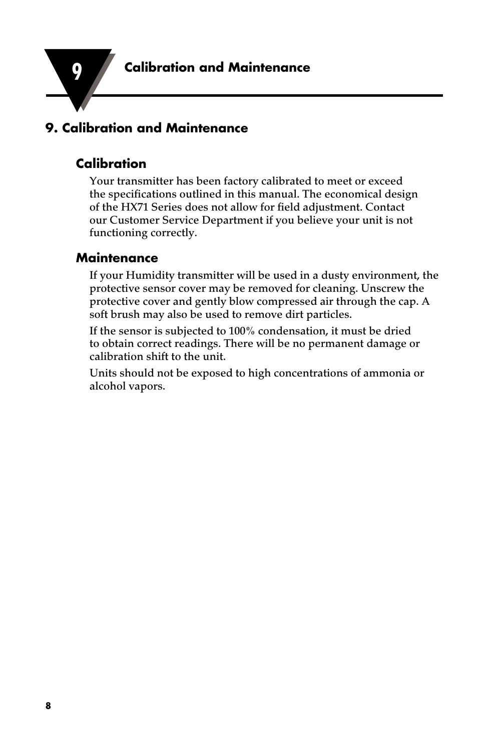# 9. Calibration and Maintenance

## Calibration

Your transmitter has been factory calibrated to meet or exceed the specifications outlined in this manual. The economical design of the HX71 Series does not allow for field adjustment. Contact our Customer Service Department if you believe your unit is not functioning correctly.

## Maintenance

If your Humidity transmitter will be used in a dusty environment, the protective sensor cover may be removed for cleaning. Unscrew the protective cover and gently blow compressed air through the cap. A soft brush may also be used to remove dirt particles.

If the sensor is subjected to 100% condensation, it must be dried to obtain correct readings. There will be no permanent damage or calibration shift to the unit.

Units should not be exposed to high concentrations of ammonia or alcohol vapors.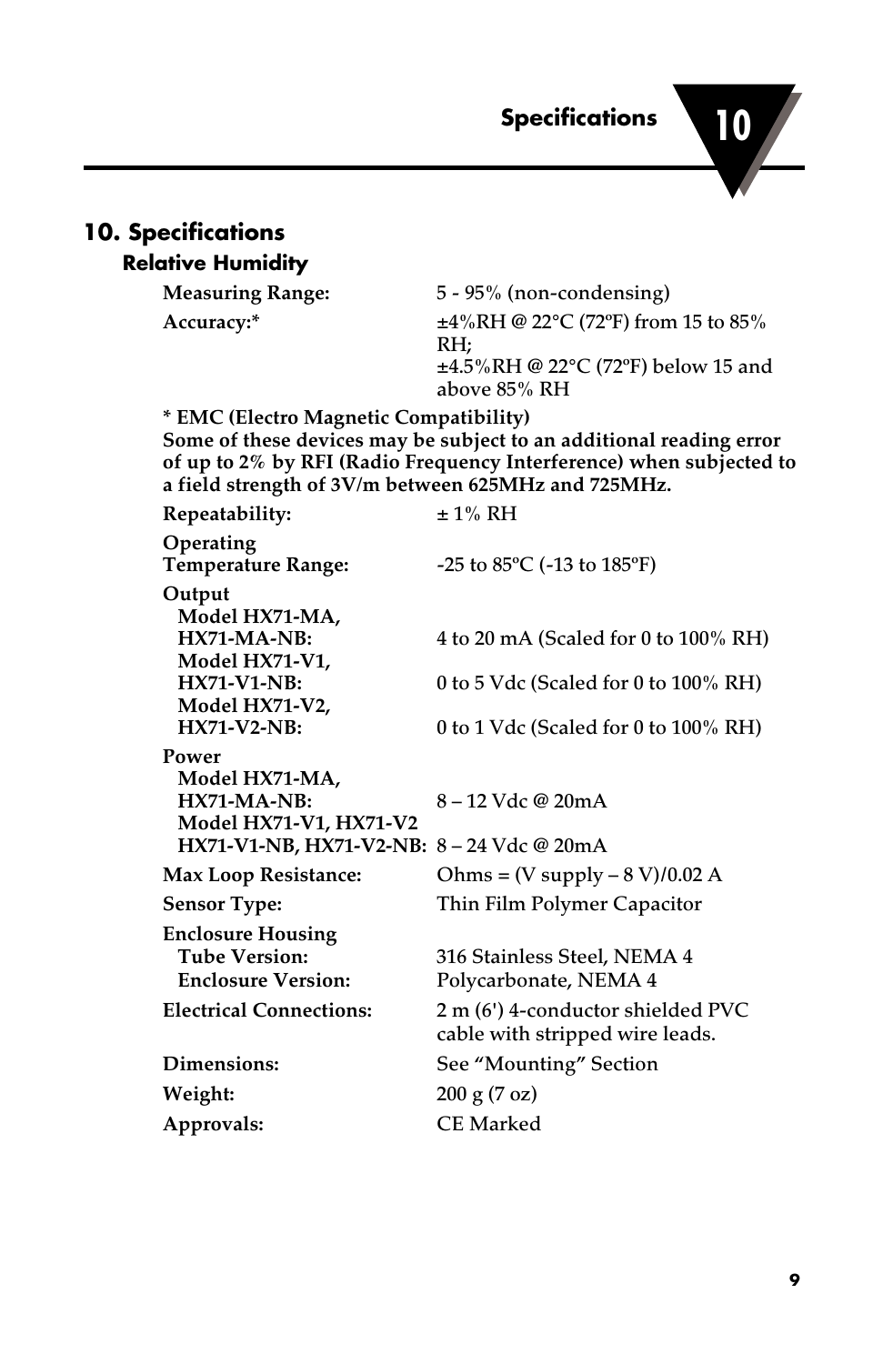## 10. Specifications

### Relative Humidity

| | |
|---|---|
| **Measuring Range:** | 5 - 95% (non-condensing) |
| **Accuracy:*** | ±4%RH @ 22°C (72ºF) from 15 to 85% RH;<br>±4.5%RH @ 22°C (72ºF) below 15 and above 85% RH |

**\* EMC (Electro Magnetic Compatibility)**
**Some of these devices may be subject to an additional reading error of up to 2% by RFI (Radio Frequency Interference) when subjected to a field strength of 3V/m between 625MHz and 725MHz.**

| | |
|---|---|
| **Repeatability:** | ± 1% RH |
| **Operating Temperature Range:** | -25 to 85ºC (-13 to 185ºF) |
| **Output** | |
| **Model HX71-MA, HX71-MA-NB:** | 4 to 20 mA (Scaled for 0 to 100% RH) |
| **Model HX71-V1, HX71-V1-NB:** | 0 to 5 Vdc (Scaled for 0 to 100% RH) |
| **Model HX71-V2, HX71-V2-NB:** | 0 to 1 Vdc (Scaled for 0 to 100% RH) |
| **Power** | |
| **Model HX71-MA, HX71-MA-NB:** | 8 – 12 Vdc @ 20mA |
| **Model HX71-V1, HX71-V2 HX71-V1-NB, HX71-V2-NB:** | 8 – 24 Vdc @ 20mA |
| **Max Loop Resistance:** | Ohms = (V supply – 8 V)/0.02 A |
| **Sensor Type:** | Thin Film Polymer Capacitor |
| **Enclosure Housing** | |
| **Tube Version:** | 316 Stainless Steel, NEMA 4 |
| **Enclosure Version:** | Polycarbonate, NEMA 4 |
| **Electrical Connections:** | 2 m (6') 4-conductor shielded PVC cable with stripped wire leads. |
| **Dimensions:** | See "Mounting" Section |
| **Weight:** | 200 g (7 oz) |
| **Approvals:** | CE Marked |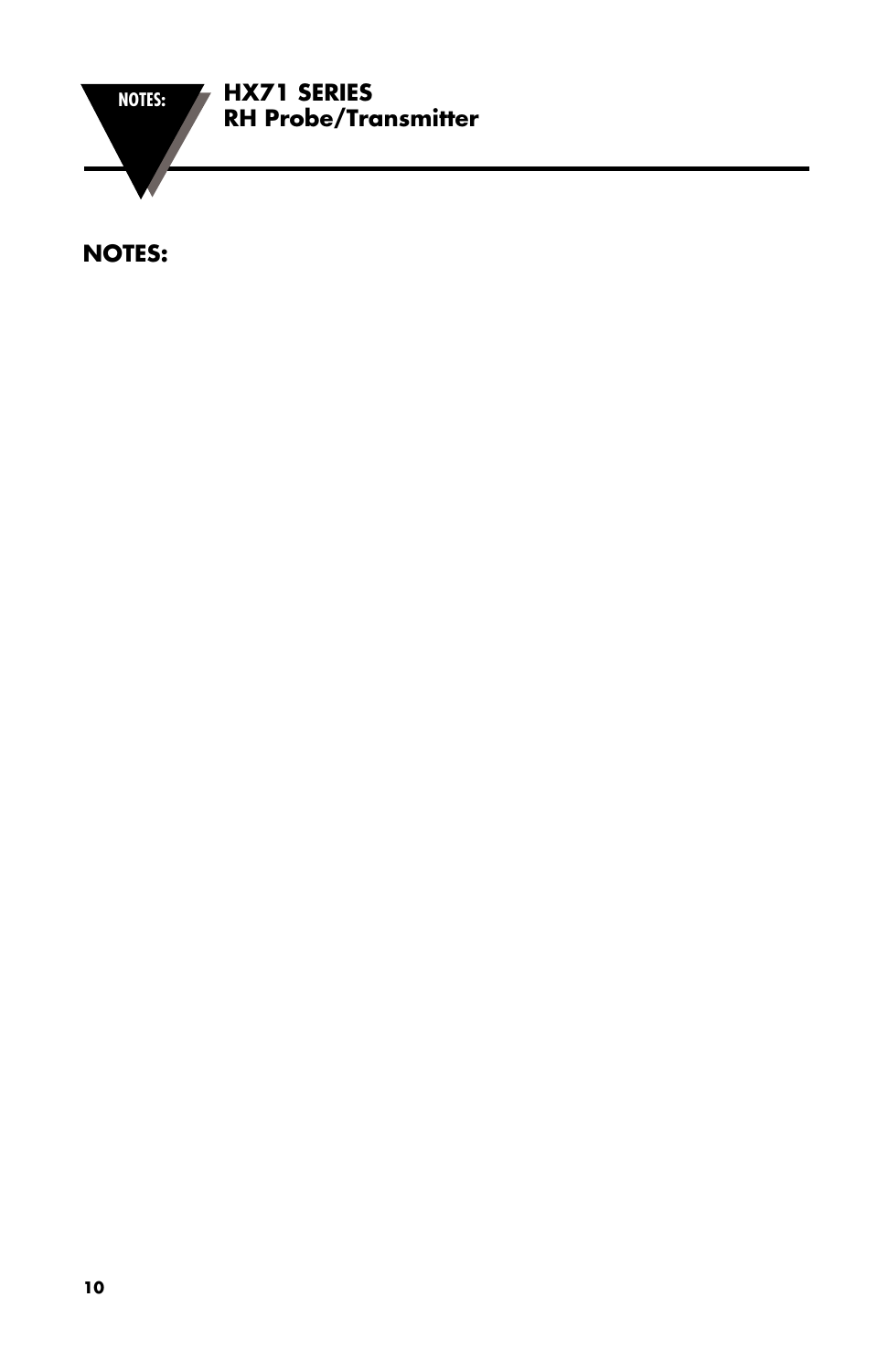## NOTES: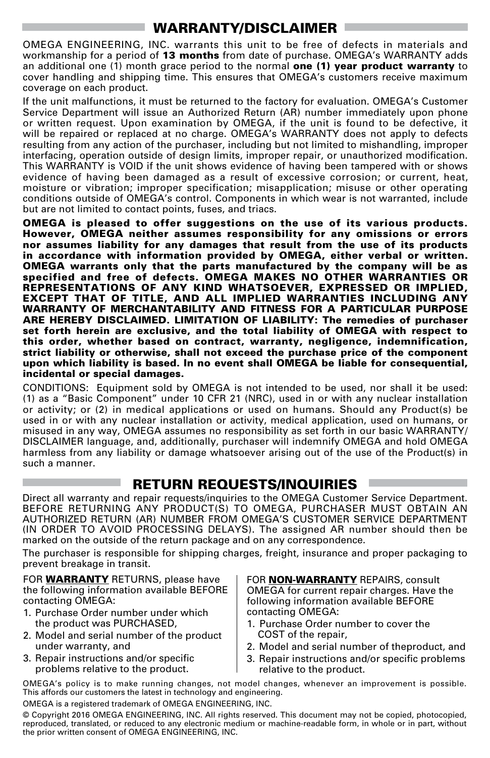## WARRANTY/DISCLAIMER

OMEGA ENGINEERING, INC. warrants this unit to be free of defects in materials and workmanship for a period of **13 months** from date of purchase. OMEGA's WARRANTY adds an additional one (1) month grace period to the normal **one (1) year product warranty** to cover handling and shipping time. This ensures that OMEGA's customers receive maximum coverage on each product.

If the unit malfunctions, it must be returned to the factory for evaluation. OMEGA's Customer Service Department will issue an Authorized Return (AR) number immediately upon phone or written request. Upon examination by OMEGA, if the unit is found to be defective, it will be repaired or replaced at no charge. OMEGA's WARRANTY does not apply to defects resulting from any action of the purchaser, including but not limited to mishandling, improper interfacing, operation outside of design limits, improper repair, or unauthorized modification. This WARRANTY is VOID if the unit shows evidence of having been tampered with or shows evidence of having been damaged as a result of excessive corrosion; or current, heat, moisture or vibration; improper specification; misapplication; misuse or other operating conditions outside of OMEGA's control. Components in which wear is not warranted, include but are not limited to contact points, fuses, and triacs.

**OMEGA is pleased to offer suggestions on the use of its various products. However, OMEGA neither assumes responsibility for any omissions or errors nor assumes liability for any damages that result from the use of its products in accordance with information provided by OMEGA, either verbal or written. OMEGA warrants only that the parts manufactured by the company will be as specified and free of defects. OMEGA MAKES NO OTHER WARRANTIES OR REPRESENTATIONS OF ANY KIND WHATSOEVER, EXPRESSED OR IMPLIED, EXCEPT THAT OF TITLE, AND ALL IMPLIED WARRANTIES INCLUDING ANY WARRANTY OF MERCHANTABILITY AND FITNESS FOR A PARTICULAR PURPOSE ARE HEREBY DISCLAIMED. LIMITATION OF LIABILITY: The remedies of purchaser set forth herein are exclusive, and the total liability of OMEGA with respect to this order, whether based on contract, warranty, negligence, indemnification, strict liability or otherwise, shall not exceed the purchase price of the component upon which liability is based. In no event shall OMEGA be liable for consequential, incidental or special damages.**

CONDITIONS: Equipment sold by OMEGA is not intended to be used, nor shall it be used: (1) as a "Basic Component" under 10 CFR 21 (NRC), used in or with any nuclear installation or activity; or (2) in medical applications or used on humans. Should any Product(s) be used in or with any nuclear installation or activity, medical application, used on humans, or misused in any way, OMEGA assumes no responsibility as set forth in our basic WARRANTY/ DISCLAIMER language, and, additionally, purchaser will indemnify OMEGA and hold OMEGA harmless from any liability or damage whatsoever arising out of the use of the Product(s) in such a manner.

## RETURN REQUESTS/INQUIRIES

Direct all warranty and repair requests/inquiries to the OMEGA Customer Service Department. BEFORE RETURNING ANY PRODUCT(S) TO OMEGA, PURCHASER MUST OBTAIN AN AUTHORIZED RETURN (AR) NUMBER FROM OMEGA'S CUSTOMER SERVICE DEPARTMENT (IN ORDER TO AVOID PROCESSING DELAYS). The assigned AR number should then be marked on the outside of the return package and on any correspondence.

The purchaser is responsible for shipping charges, freight, insurance and proper packaging to prevent breakage in transit.

FOR **WARRANTY** RETURNS, please have the following information available BEFORE contacting OMEGA:

1. Purchase Order number under which the product was PURCHASED,
2. Model and serial number of the product under warranty, and
3. Repair instructions and/or specific problems relative to the product.

FOR **NON-WARRANTY** REPAIRS, consult OMEGA for current repair charges. Have the following information available BEFORE contacting OMEGA:

1. Purchase Order number to cover the COST of the repair,
2. Model and serial number of theproduct, and
3. Repair instructions and/or specific problems relative to the product.

OMEGA's policy is to make running changes, not model changes, whenever an improvement is possible. This affords our customers the latest in technology and engineering.

OMEGA is a registered trademark of OMEGA ENGINEERING, INC.

© Copyright 2016 OMEGA ENGINEERING, INC. All rights reserved. This document may not be copied, photocopied, reproduced, translated, or reduced to any electronic medium or machine-readable form, in whole or in part, without the prior written consent of OMEGA ENGINEERING, INC.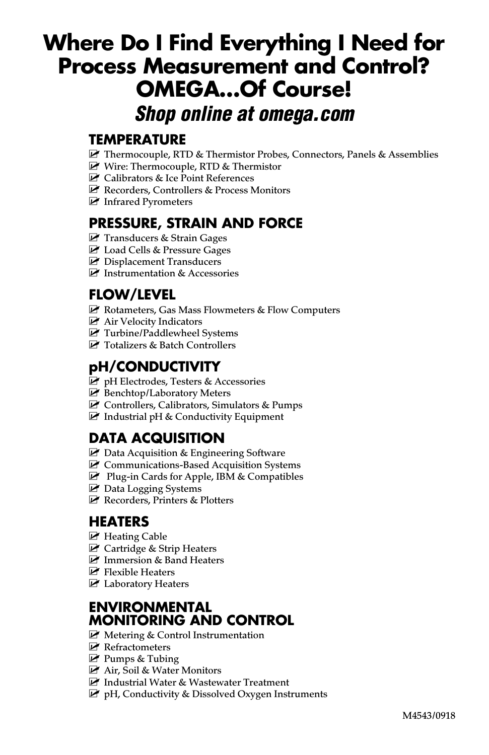# Where Do I Find Everything I Need for Process Measurement and Control? OMEGA...Of Course!

## *Shop online at omega.com*

### TEMPERATURE

- Thermocouple, RTD & Thermistor Probes, Connectors, Panels & Assemblies
- Wire: Thermocouple, RTD & Thermistor
- Calibrators & Ice Point References
- Recorders, Controllers & Process Monitors
- Infrared Pyrometers

### PRESSURE, STRAIN AND FORCE

- Transducers & Strain Gages
- Load Cells & Pressure Gages
- Displacement Transducers
- Instrumentation & Accessories

### FLOW/LEVEL

- Rotameters, Gas Mass Flowmeters & Flow Computers
- Air Velocity Indicators
- Turbine/Paddlewheel Systems
- Totalizers & Batch Controllers

### pH/CONDUCTIVITY

- pH Electrodes, Testers & Accessories
- Benchtop/Laboratory Meters
- Controllers, Calibrators, Simulators & Pumps
- Industrial pH & Conductivity Equipment

### DATA ACQUISITION

- Data Acquisition & Engineering Software
- Communications-Based Acquisition Systems
- Plug-in Cards for Apple, IBM & Compatibles
- Data Logging Systems
- Recorders, Printers & Plotters

### HEATERS

- Heating Cable
- Cartridge & Strip Heaters
- Immersion & Band Heaters
- Flexible Heaters
- Laboratory Heaters

### ENVIRONMENTAL MONITORING AND CONTROL

- Metering & Control Instrumentation
- Refractometers
- Pumps & Tubing
- Air, Soil & Water Monitors
- Industrial Water & Wastewater Treatment
- pH, Conductivity & Dissolved Oxygen Instruments

M4543/0918